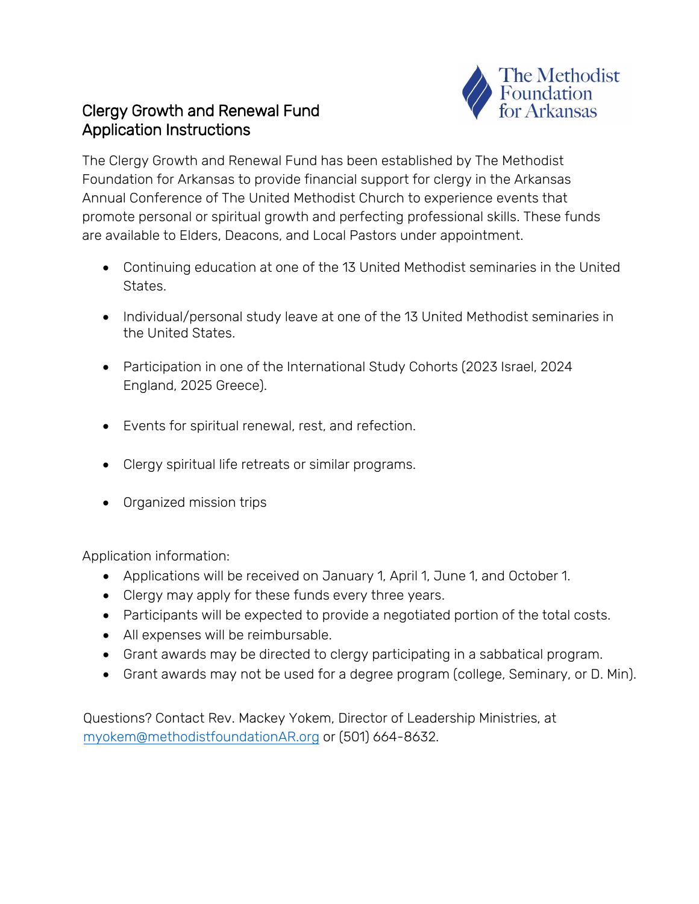The Methodist Foundation for Arkansas

# Clergy Growth and Renewal Fund
# Application Instructions

The Clergy Growth and Renewal Fund has been established by The Methodist Foundation for Arkansas to provide financial support for clergy in the Arkansas Annual Conference of The United Methodist Church to experience events that promote personal or spiritual growth and perfecting professional skills. These funds are available to Elders, Deacons, and Local Pastors under appointment.

- Continuing education at one of the 13 United Methodist seminaries in the United States.
- Individual/personal study leave at one of the 13 United Methodist seminaries in the United States.
- Participation in one of the International Study Cohorts (2023 Israel, 2024 England, 2025 Greece).
- Events for spiritual renewal, rest, and refection.
- Clergy spiritual life retreats or similar programs.
- Organized mission trips

Application information:

- Applications will be received on January 1, April 1, June 1, and October 1.
- Clergy may apply for these funds every three years.
- Participants will be expected to provide a negotiated portion of the total costs.
- All expenses will be reimbursable.
- Grant awards may be directed to clergy participating in a sabbatical program.
- Grant awards may not be used for a degree program (college, Seminary, or D. Min).

Questions? Contact Rev. Mackey Yokem, Director of Leadership Ministries, at [myokem@methodistfoundationAR.org](mailto:myokem@methodistfoundationAR.org) or (501) 664-8632.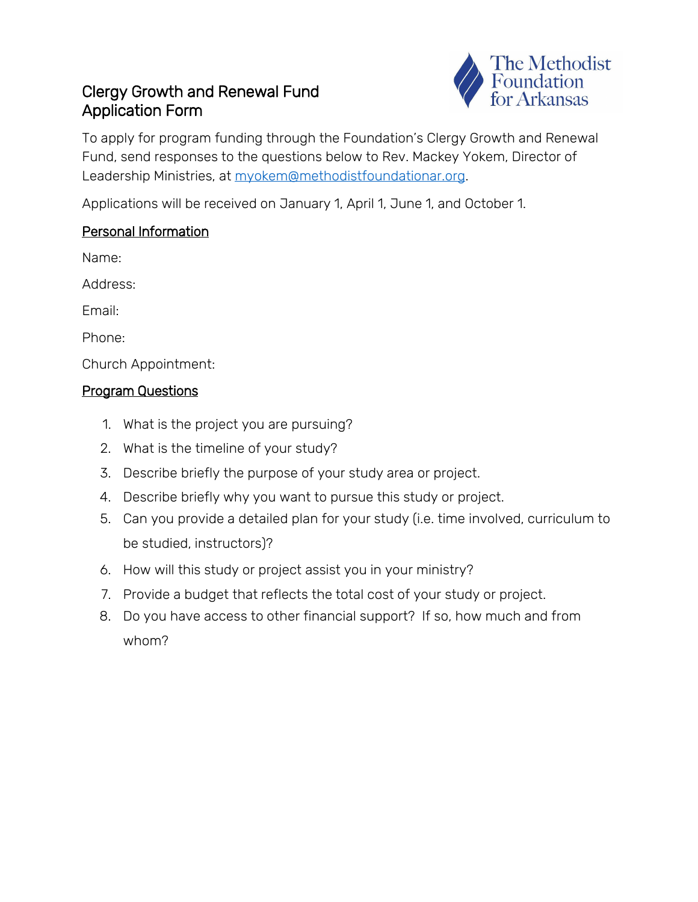# Clergy Growth and Renewal Fund Application Form

The Methodist Foundation for Arkansas

To apply for program funding through the Foundation's Clergy Growth and Renewal Fund, send responses to the questions below to Rev. Mackey Yokem, Director of Leadership Ministries, at myokem@methodistfoundationar.org.

Applications will be received on January 1, April 1, June 1, and October 1.

## Personal Information

Name:

Address:

Email:

Phone:

Church Appointment:

## Program Questions

1. What is the project you are pursuing?
2. What is the timeline of your study?
3. Describe briefly the purpose of your study area or project.
4. Describe briefly why you want to pursue this study or project.
5. Can you provide a detailed plan for your study (i.e. time involved, curriculum to be studied, instructors)?
6. How will this study or project assist you in your ministry?
7. Provide a budget that reflects the total cost of your study or project.
8. Do you have access to other financial support? If so, how much and from whom?